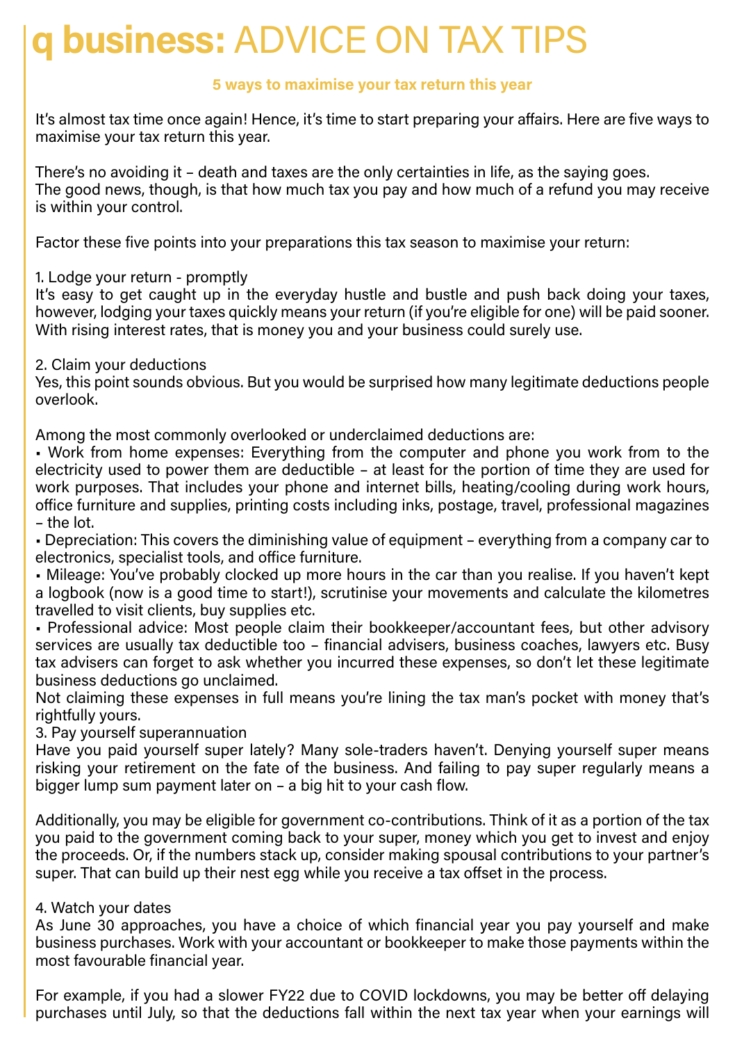# q business: ADVICE ON TAX TIPS

### 5 ways to maximise your tax return this year

It's almost tax time once again! Hence, it's time to start preparing your affairs. Here are five ways to maximise your tax return this year.

There's no avoiding it – death and taxes are the only certainties in life, as the saying goes.
The good news, though, is that how much tax you pay and how much of a refund you may receive is within your control.

Factor these five points into your preparations this tax season to maximise your return:

1. Lodge your return - promptly
It's easy to get caught up in the everyday hustle and bustle and push back doing your taxes, however, lodging your taxes quickly means your return (if you're eligible for one) will be paid sooner. With rising interest rates, that is money you and your business could surely use.

2. Claim your deductions
Yes, this point sounds obvious. But you would be surprised how many legitimate deductions people overlook.

Among the most commonly overlooked or underclaimed deductions are:

- Work from home expenses: Everything from the computer and phone you work from to the electricity used to power them are deductible – at least for the portion of time they are used for work purposes. That includes your phone and internet bills, heating/cooling during work hours, office furniture and supplies, printing costs including inks, postage, travel, professional magazines – the lot.
- Depreciation: This covers the diminishing value of equipment – everything from a company car to electronics, specialist tools, and office furniture.
- Mileage: You've probably clocked up more hours in the car than you realise. If you haven't kept a logbook (now is a good time to start!), scrutinise your movements and calculate the kilometres travelled to visit clients, buy supplies etc.
- Professional advice: Most people claim their bookkeeper/accountant fees, but other advisory services are usually tax deductible too – financial advisers, business coaches, lawyers etc. Busy tax advisers can forget to ask whether you incurred these expenses, so don't let these legitimate business deductions go unclaimed.

Not claiming these expenses in full means you're lining the tax man's pocket with money that's rightfully yours.

3. Pay yourself superannuation
Have you paid yourself super lately? Many sole-traders haven't. Denying yourself super means risking your retirement on the fate of the business. And failing to pay super regularly means a bigger lump sum payment later on – a big hit to your cash flow.

Additionally, you may be eligible for government co-contributions. Think of it as a portion of the tax you paid to the government coming back to your super, money which you get to invest and enjoy the proceeds. Or, if the numbers stack up, consider making spousal contributions to your partner's super. That can build up their nest egg while you receive a tax offset in the process.

4. Watch your dates
As June 30 approaches, you have a choice of which financial year you pay yourself and make business purchases. Work with your accountant or bookkeeper to make those payments within the most favourable financial year.

For example, if you had a slower FY22 due to COVID lockdowns, you may be better off delaying purchases until July, so that the deductions fall within the next tax year when your earnings will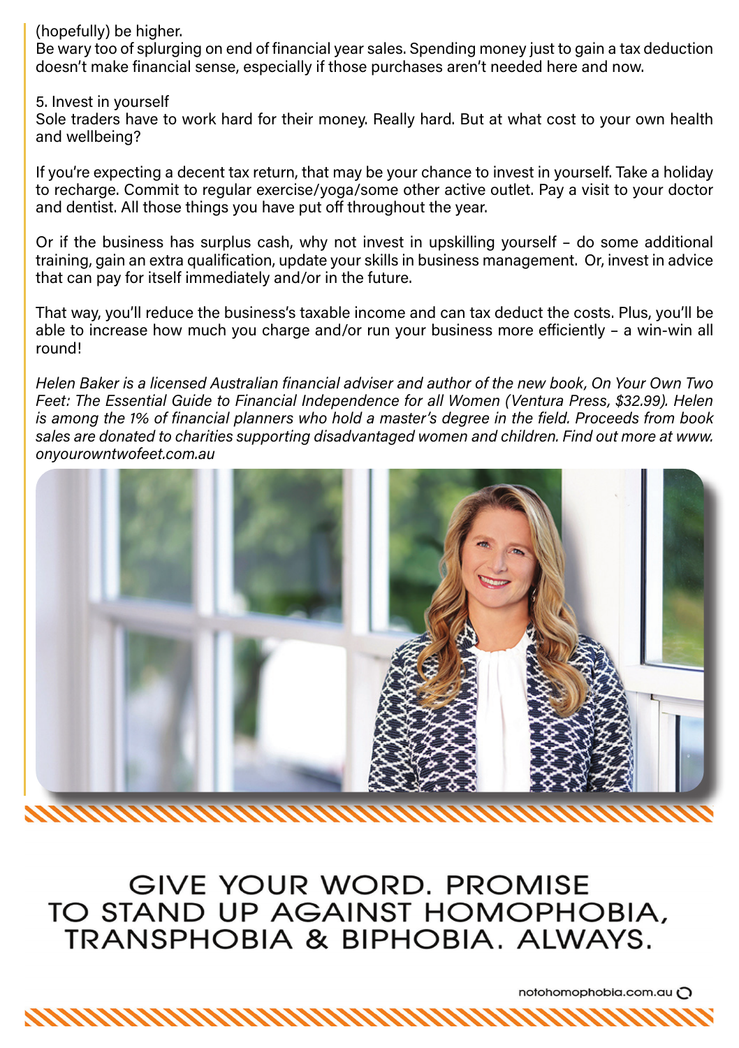(hopefully) be higher.
Be wary too of splurging on end of financial year sales. Spending money just to gain a tax deduction doesn't make financial sense, especially if those purchases aren't needed here and now.

5. Invest in yourself
Sole traders have to work hard for their money. Really hard. But at what cost to your own health and wellbeing?

If you're expecting a decent tax return, that may be your chance to invest in yourself. Take a holiday to recharge. Commit to regular exercise/yoga/some other active outlet. Pay a visit to your doctor and dentist. All those things you have put off throughout the year.

Or if the business has surplus cash, why not invest in upskilling yourself – do some additional training, gain an extra qualification, update your skills in business management. Or, invest in advice that can pay for itself immediately and/or in the future.

That way, you'll reduce the business's taxable income and can tax deduct the costs. Plus, you'll be able to increase how much you charge and/or run your business more efficiently – a win-win all round!

*Helen Baker is a licensed Australian financial adviser and author of the new book, On Your Own Two Feet: The Essential Guide to Financial Independence for all Women (Ventura Press, $32.99). Helen is among the 1% of financial planners who hold a master's degree in the field. Proceeds from book sales are donated to charities supporting disadvantaged women and children. Find out more at www.onyourowntwofeet.com.au*

GIVE YOUR WORD. PROMISE TO STAND UP AGAINST HOMOPHOBIA, TRANSPHOBIA & BIPHOBIA. ALWAYS.

notohomophobia.com.au